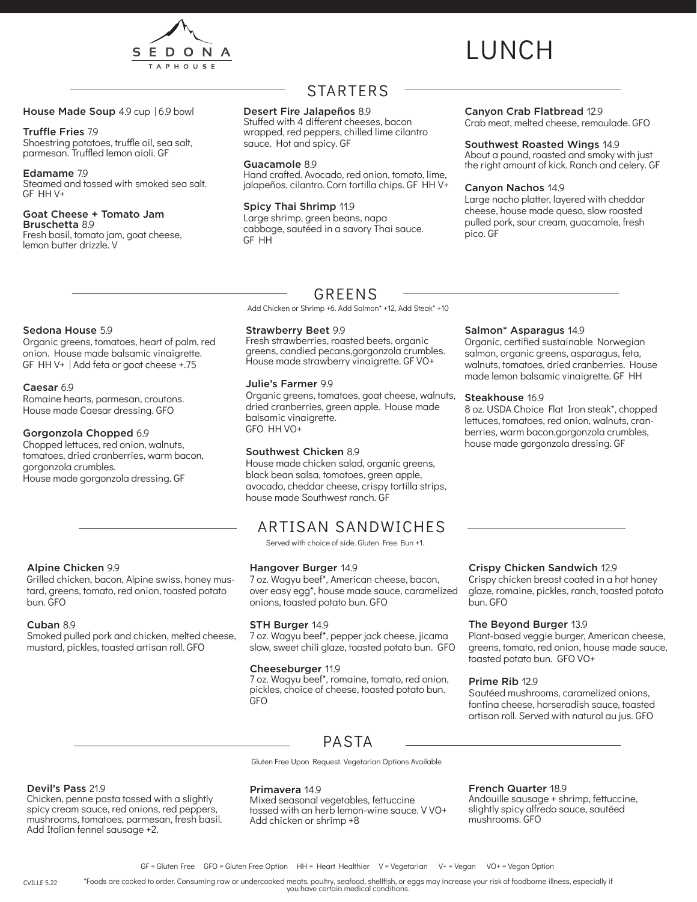# SEDONA TAPHOUSE

# LUNCH

## STARTERS

**House Made Soup** 4.9 cup | 6.9 bowl

**Truffle Fries** 7.9
Shoestring potatoes, truffle oil, sea salt, parmesan. Truffled lemon aioli. GF

**Edamame** 7.9
Steamed and tossed with smoked sea salt. GF HH V+

**Goat Cheese + Tomato Jam Bruschetta** 8.9
Fresh basil, tomato jam, goat cheese, lemon butter drizzle. V

**Desert Fire Jalapeños** 8.9
Stuffed with 4 different cheeses, bacon wrapped, red peppers, chilled lime cilantro sauce. Hot and spicy. GF

**Guacamole** 8.9
Hand crafted. Avocado, red onion, tomato, lime, jalapeños, cilantro. Corn tortilla chips. GF HH V+

**Spicy Thai Shrimp** 11.9
Large shrimp, green beans, napa cabbage, sautéed in a savory Thai sauce. GF HH

**Canyon Crab Flatbread** 12.9
Crab meat, melted cheese, remoulade. GFO

**Southwest Roasted Wings** 14.9
About a pound, roasted and smoky with just the right amount of kick. Ranch and celery. GF

**Canyon Nachos** 14.9
Large nacho platter, layered with cheddar cheese, house made queso, slow roasted pulled pork, sour cream, guacamole, fresh pico. GF

## GREENS

Add Chicken or Shrimp +6. Add Salmon* +12, Add Steak* +10

**Sedona House** 5.9
Organic greens, tomatoes, heart of palm, red onion. House made balsamic vinaigrette. GF HH V+ | Add feta or goat cheese +.75

**Caesar** 6.9
Romaine hearts, parmesan, croutons. House made Caesar dressing. GFO

**Gorgonzola Chopped** 6.9
Chopped lettuces, red onion, walnuts, tomatoes, dried cranberries, warm bacon, gorgonzola crumbles.
House made gorgonzola dressing. GF

**Strawberry Beet** 9.9
Fresh strawberries, roasted beets, organic greens, candied pecans,gorgonzola crumbles. House made strawberry vinaigrette. GF VO+

**Julie's Farmer** 9.9
Organic greens, tomatoes, goat cheese, walnuts, dried cranberries, green apple. House made balsamic vinaigrette.
GFO HH VO+

**Southwest Chicken** 8.9
House made chicken salad, organic greens, black bean salsa, tomatoes, green apple, avocado, cheddar cheese, crispy tortilla strips, house made Southwest ranch. GF

**Salmon* Asparagus** 14.9
Organic, certified sustainable Norwegian salmon, organic greens, asparagus, feta, walnuts, tomatoes, dried cranberries. House made lemon balsamic vinaigrette. GF HH

**Steakhouse** 16.9
8 oz. USDA Choice Flat Iron steak*, chopped lettuces, tomatoes, red onion, walnuts, cranberries, warm bacon,gorgonzola crumbles, house made gorgonzola dressing. GF

## ARTISAN SANDWICHES

Served with choice of side. Gluten Free Bun +1.

**Alpine Chicken** 9.9
Grilled chicken, bacon, Alpine swiss, honey mustard, greens, tomato, red onion, toasted potato bun. GFO

**Cuban** 8.9
Smoked pulled pork and chicken, melted cheese, mustard, pickles, toasted artisan roll. GFO

**Hangover Burger** 14.9
7 oz. Wagyu beef*, American cheese, bacon, over easy egg*, house made sauce, caramelized onions, toasted potato bun. GFO

**STH Burger** 14.9
7 oz. Wagyu beef*, pepper jack cheese, jicama slaw, sweet chili glaze, toasted potato bun. GFO

**Cheeseburger** 11.9
7 oz. Wagyu beef*, romaine, tomato, red onion, pickles, choice of cheese, toasted potato bun. GFO

**Crispy Chicken Sandwich** 12.9
Crispy chicken breast coated in a hot honey glaze, romaine, pickles, ranch, toasted potato bun. GFO

**The Beyond Burger** 13.9
Plant-based veggie burger, American cheese, greens, tomato, red onion, house made sauce, toasted potato bun. GFO VO+

**Prime Rib** 12.9
Sautéed mushrooms, caramelized onions, fontina cheese, horseradish sauce, toasted artisan roll. Served with natural au jus. GFO

## PASTA

Gluten Free Upon Request. Vegetarian Options Available

**Devil's Pass** 21.9
Chicken, penne pasta tossed with a slightly spicy cream sauce, red onions, red peppers, mushrooms, tomatoes, parmesan, fresh basil. Add Italian fennel sausage +2.

**Primavera** 14.9
Mixed seasonal vegetables, fettuccine tossed with an herb lemon-wine sauce. V VO+
Add chicken or shrimp +8

**French Quarter** 18.9
Andouille sausage + shrimp, fettuccine, slightly spicy alfredo sauce, sautéed mushrooms. GFO

GF = Gluten Free   GFO = Gluten Free Option   HH = Heart Healthier   V = Vegetarian   V+ = Vegan   VO+ = Vegan Option

CVILLE 5.22

*Foods are cooked to order. Consuming raw or undercooked meats, poultry, seafood, shellfish, or eggs may increase your risk of foodborne illness, especially if you have certain medical conditions.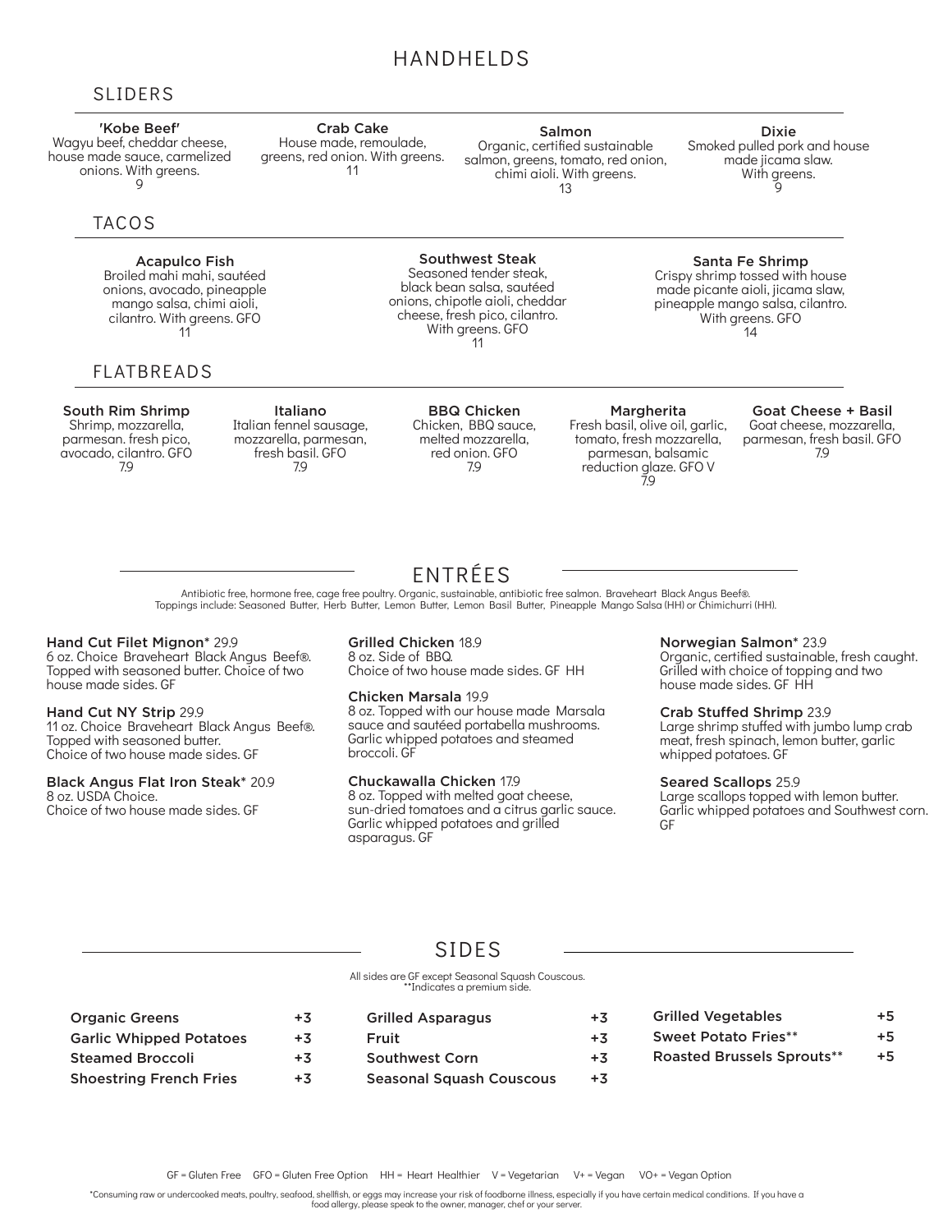# HANDHELDS

## SLIDERS

**'Kobe Beef'**
Wagyu beef, cheddar cheese, house made sauce, carmelized onions. With greens.
9

**Crab Cake**
House made, remoulade, greens, red onion. With greens.
11

**Salmon**
Organic, certified sustainable salmon, greens, tomato, red onion, chimi aioli. With greens.
13

**Dixie**
Smoked pulled pork and house made jicama slaw. With greens.
9

## TACOS

**Acapulco Fish**
Broiled mahi mahi, sautéed onions, avocado, pineapple mango salsa, chimi aioli, cilantro. With greens. GFO
11

**Southwest Steak**
Seasoned tender steak, black bean salsa, sautéed onions, chipotle aioli, cheddar cheese, fresh pico, cilantro. With greens. GFO
11

**Santa Fe Shrimp**
Crispy shrimp tossed with house made picante aioli, jicama slaw, pineapple mango salsa, cilantro. With greens. GFO
14

## FLATBREADS

**South Rim Shrimp**
Shrimp, mozzarella, parmesan. fresh pico, avocado, cilantro. GFO
7.9

**Italiano**
Italian fennel sausage, mozzarella, parmesan, fresh basil. GFO
7.9

**BBQ Chicken**
Chicken, BBQ sauce, melted mozzarella, red onion. GFO
7.9

**Margherita**
Fresh basil, olive oil, garlic, tomato, fresh mozzarella, parmesan, balsamic reduction glaze. GFO V
7.9

**Goat Cheese + Basil**
Goat cheese, mozzarella, parmesan, fresh basil. GFO
7.9

# ENTRÉES

Antibiotic free, hormone free, cage free poultry. Organic, sustainable, antibiotic free salmon. Braveheart Black Angus Beef®.
Toppings include: Seasoned Butter, Herb Butter, Lemon Butter, Lemon Basil Butter, Pineapple Mango Salsa (HH) or Chimichurri (HH).

**Hand Cut Filet Mignon*** 29.9
6 oz. Choice Braveheart Black Angus Beef®. Topped with seasoned butter. Choice of two house made sides. GF

**Hand Cut NY Strip** 29.9
11 oz. Choice Braveheart Black Angus Beef®. Topped with seasoned butter. Choice of two house made sides. GF

**Black Angus Flat Iron Steak*** 20.9
8 oz. USDA Choice. Choice of two house made sides. GF

**Grilled Chicken** 18.9
8 oz. Side of BBQ. Choice of two house made sides. GF HH

**Chicken Marsala** 19.9
8 oz. Topped with our house made Marsala sauce and sautéed portabella mushrooms. Garlic whipped potatoes and steamed broccoli. GF

**Chuckawalla Chicken** 17.9
8 oz. Topped with melted goat cheese, sun-dried tomatoes and a citrus garlic sauce. Garlic whipped potatoes and grilled asparagus. GF

**Norwegian Salmon*** 23.9
Organic, certified sustainable, fresh caught. Grilled with choice of topping and two house made sides. GF HH

**Crab Stuffed Shrimp** 23.9
Large shrimp stuffed with jumbo lump crab meat, fresh spinach, lemon butter, garlic whipped potatoes. GF

**Seared Scallops** 25.9
Large scallops topped with lemon butter. Garlic whipped potatoes and Southwest corn. GF

# SIDES

All sides are GF except Seasonal Squash Couscous.
**Indicates a premium side.

| Side | Price |
|---|---|
| Organic Greens | +3 |
| Garlic Whipped Potatoes | +3 |
| Steamed Broccoli | +3 |
| Shoestring French Fries | +3 |
| Grilled Asparagus | +3 |
| Fruit | +3 |
| Southwest Corn | +3 |
| Seasonal Squash Couscous | +3 |
| Grilled Vegetables | +5 |
| Sweet Potato Fries** | +5 |
| Roasted Brussels Sprouts** | +5 |

GF = Gluten Free GFO = Gluten Free Option HH = Heart Healthier V = Vegetarian V+ = Vegan VO+ = Vegan Option

*Consuming raw or undercooked meats, poultry, seafood, shellfish, or eggs may increase your risk of foodborne illness, especially if you have certain medical conditions. If you have a food allergy, please speak to the owner, manager, chef or your server.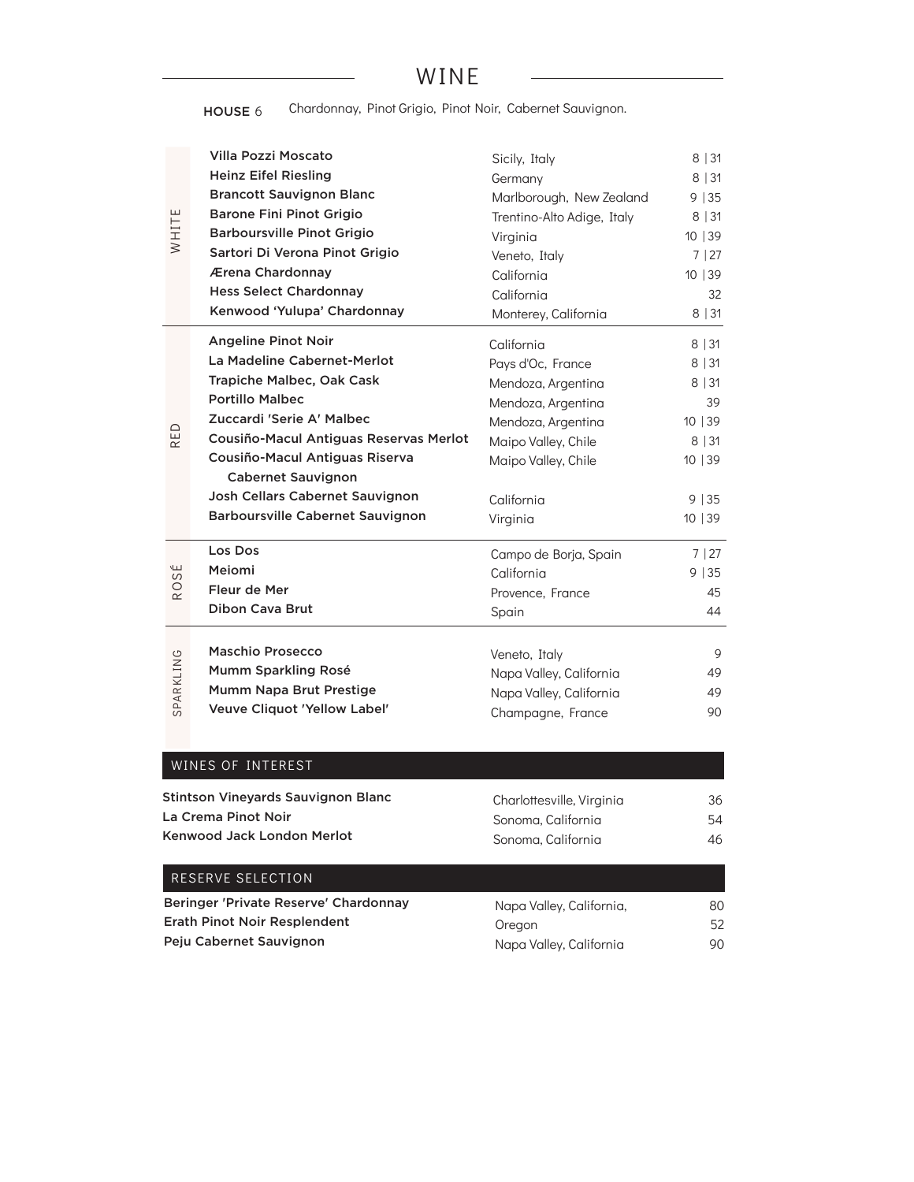# WINE

**HOUSE** 6 Chardonnay, Pinot Grigio, Pinot Noir, Cabernet Sauvignon.

## WHITE

| Wine | Region | Price |
| --- | --- | --- |
| **Villa Pozzi Moscato** | Sicily, Italy | 8 \| 31 |
| **Heinz Eifel Riesling** | Germany | 8 \| 31 |
| **Brancott Sauvignon Blanc** | Marlborough, New Zealand | 9 \| 35 |
| **Barone Fini Pinot Grigio** | Trentino-Alto Adige, Italy | 8 \| 31 |
| **Barboursville Pinot Grigio** | Virginia | 10 \| 39 |
| **Sartori Di Verona Pinot Grigio** | Veneto, Italy | 7 \| 27 |
| **Ærena Chardonnay** | California | 10 \| 39 |
| **Hess Select Chardonnay** | California | 32 |
| **Kenwood 'Yulupa' Chardonnay** | Monterey, California | 8 \| 31 |

## RED

| Wine | Region | Price |
| --- | --- | --- |
| **Angeline Pinot Noir** | California | 8 \| 31 |
| **La Madeline Cabernet-Merlot** | Pays d'Oc, France | 8 \| 31 |
| **Trapiche Malbec, Oak Cask** | Mendoza, Argentina | 8 \| 31 |
| **Portillo Malbec** | Mendoza, Argentina | 39 |
| **Zuccardi 'Serie A' Malbec** | Mendoza, Argentina | 10 \| 39 |
| **Cousiño-Macul Antiguas Reservas Merlot** | Maipo Valley, Chile | 8 \| 31 |
| **Cousiño-Macul Antiguas Riserva Cabernet Sauvignon** | Maipo Valley, Chile | 10 \| 39 |
| **Josh Cellars Cabernet Sauvignon** | California | 9 \| 35 |
| **Barboursville Cabernet Sauvignon** | Virginia | 10 \| 39 |

## ROSÉ

| Wine | Region | Price |
| --- | --- | --- |
| **Los Dos** | Campo de Borja, Spain | 7 \| 27 |
| **Meiomi** | California | 9 \| 35 |
| **Fleur de Mer** | Provence, France | 45 |
| **Dibon Cava Brut** | Spain | 44 |

## SPARKLING

| Wine | Region | Price |
| --- | --- | --- |
| **Maschio Prosecco** | Veneto, Italy | 9 |
| **Mumm Sparkling Rosé** | Napa Valley, California | 49 |
| **Mumm Napa Brut Prestige** | Napa Valley, California | 49 |
| **Veuve Cliquot 'Yellow Label'** | Champagne, France | 90 |

## WINES OF INTEREST

| Wine | Region | Price |
| --- | --- | --- |
| **Stintson Vineyards Sauvignon Blanc** | Charlottesville, Virginia | 36 |
| **La Crema Pinot Noir** | Sonoma, California | 54 |
| **Kenwood Jack London Merlot** | Sonoma, California | 46 |

## RESERVE SELECTION

| Wine | Region | Price |
| --- | --- | --- |
| **Beringer 'Private Reserve' Chardonnay** | Napa Valley, California, | 80 |
| **Erath Pinot Noir Resplendent** | Oregon | 52 |
| **Peju Cabernet Sauvignon** | Napa Valley, California | 90 |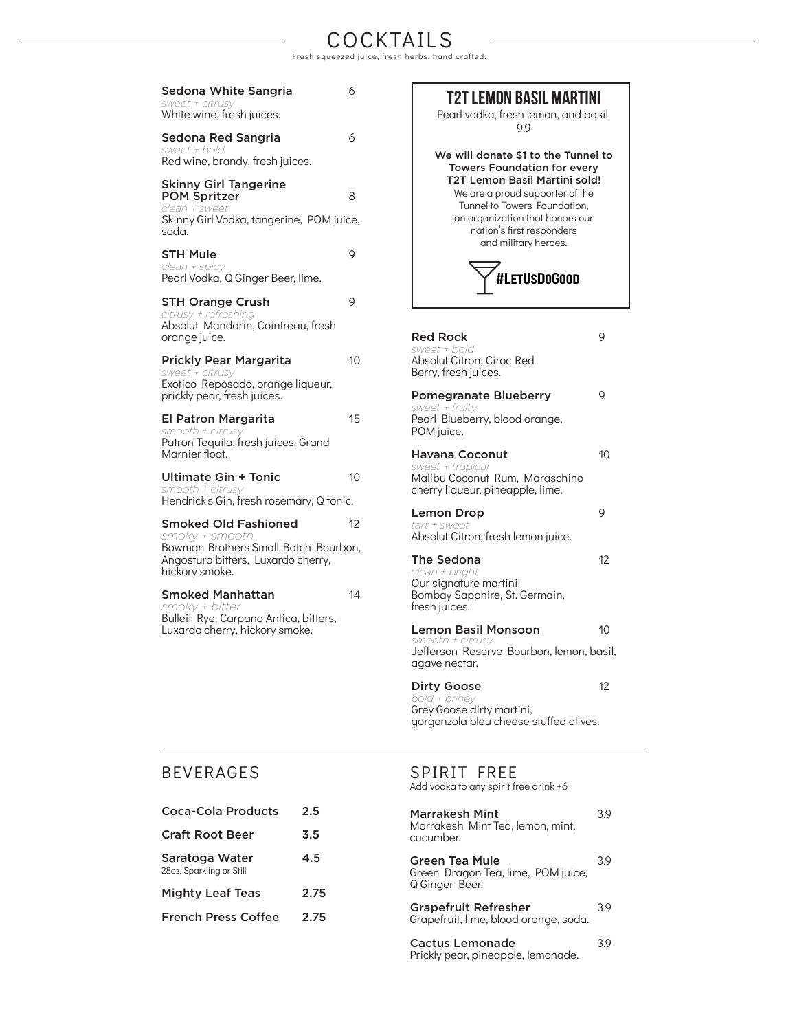# COCKTAILS

Fresh squeezed juice, fresh herbs, hand crafted.

**Sedona White Sangria** 6
*sweet + citrusy*
White wine, fresh juices.

**Sedona Red Sangria** 6
*sweet + bold*
Red wine, brandy, fresh juices.

**Skinny Girl Tangerine POM Spritzer** 8
*clean + sweet*
Skinny Girl Vodka, tangerine, POM juice, soda.

**STH Mule** 9
*clean + spicy*
Pearl Vodka, Q Ginger Beer, lime.

**STH Orange Crush** 9
*citrusy + refreshing*
Absolut Mandarin, Cointreau, fresh orange juice.

**Prickly Pear Margarita** 10
*sweet + citrusy*
Exotico Reposado, orange liqueur, prickly pear, fresh juices.

**El Patron Margarita** 15
*smooth + citrusy*
Patron Tequila, fresh juices, Grand Marnier float.

**Ultimate Gin + Tonic** 10
*smooth + citrusy*
Hendrick's Gin, fresh rosemary, Q tonic.

**Smoked Old Fashioned** 12
*smoky + smooth*
Bowman Brothers Small Batch Bourbon, Angostura bitters, Luxardo cherry, hickory smoke.

**Smoked Manhattan** 14
*smoky + bitter*
Bulleit Rye, Carpano Antica, bitters, Luxardo cherry, hickory smoke.

## T2T LEMON BASIL MARTINI

Pearl vodka, fresh lemon, and basil.
9.9

**We will donate $1 to the Tunnel to Towers Foundation for every T2T Lemon Basil Martini sold!**
We are a proud supporter of the Tunnel to Towers Foundation, an organization that honors our nation's first responders and military heroes.

**#LetUsDoGood**

**Red Rock** 9
*sweet + bold*
Absolut Citron, Ciroc Red Berry, fresh juices.

**Pomegranate Blueberry** 9
*sweet + fruity*
Pearl Blueberry, blood orange, POM juice.

**Havana Coconut** 10
*sweet + tropical*
Malibu Coconut Rum, Maraschino cherry liqueur, pineapple, lime.

**Lemon Drop** 9
*tart + sweet*
Absolut Citron, fresh lemon juice.

**The Sedona** 12
*clean + bright*
Our signature martini!
Bombay Sapphire, St. Germain, fresh juices.

**Lemon Basil Monsoon** 10
*smooth + citrusy*
Jefferson Reserve Bourbon, lemon, basil, agave nectar.

**Dirty Goose** 12
*bold + briney*
Grey Goose dirty martini, gorgonzola bleu cheese stuffed olives.

## BEVERAGES

| | |
|---|---|
| **Coca-Cola Products** | 2.5 |
| **Craft Root Beer** | 3.5 |
| **Saratoga Water** 28oz, Sparkling or Still | 4.5 |
| **Mighty Leaf Teas** | 2.75 |
| **French Press Coffee** | 2.75 |

## SPIRIT FREE

Add vodka to any spirit free drink +6

**Marrakesh Mint** 3.9
Marrakesh Mint Tea, lemon, mint, cucumber.

**Green Tea Mule** 3.9
Green Dragon Tea, lime, POM juice, Q Ginger Beer.

**Grapefruit Refresher** 3.9
Grapefruit, lime, blood orange, soda.

**Cactus Lemonade** 3.9
Prickly pear, pineapple, lemonade.